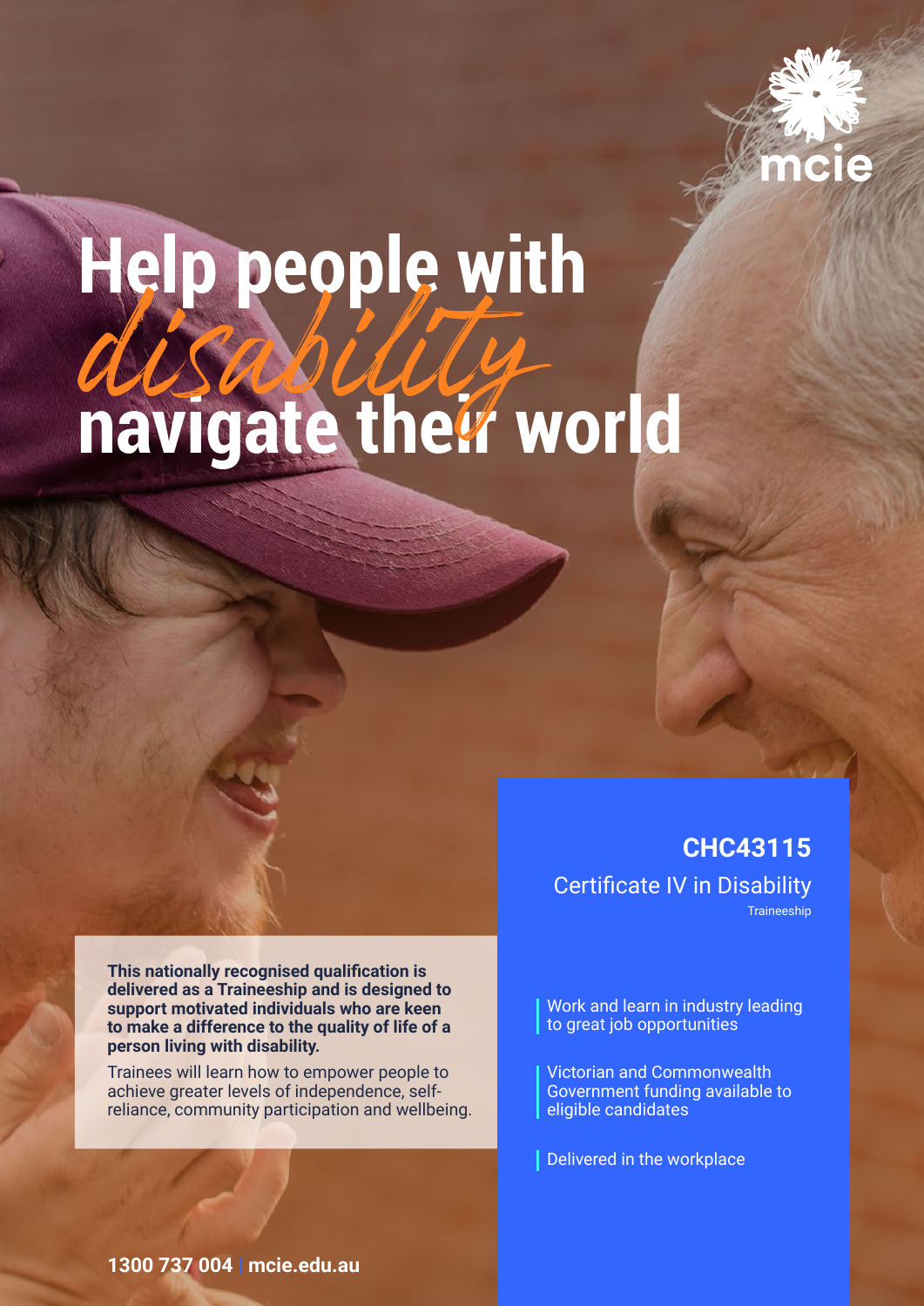mcie

# Help people with *disability* navigate their world

**CHC43115**

Certificate IV in Disability

Traineeship

**This nationally recognised qualification is delivered as a Traineeship and is designed to support motivated individuals who are keen to make a difference to the quality of life of a person living with disability.**

Trainees will learn how to empower people to achieve greater levels of independence, self-reliance, community participation and wellbeing.

- Work and learn in industry leading to great job opportunities
- Victorian and Commonwealth Government funding available to eligible candidates
- Delivered in the workplace

**1300 737 004 | mcie.edu.au**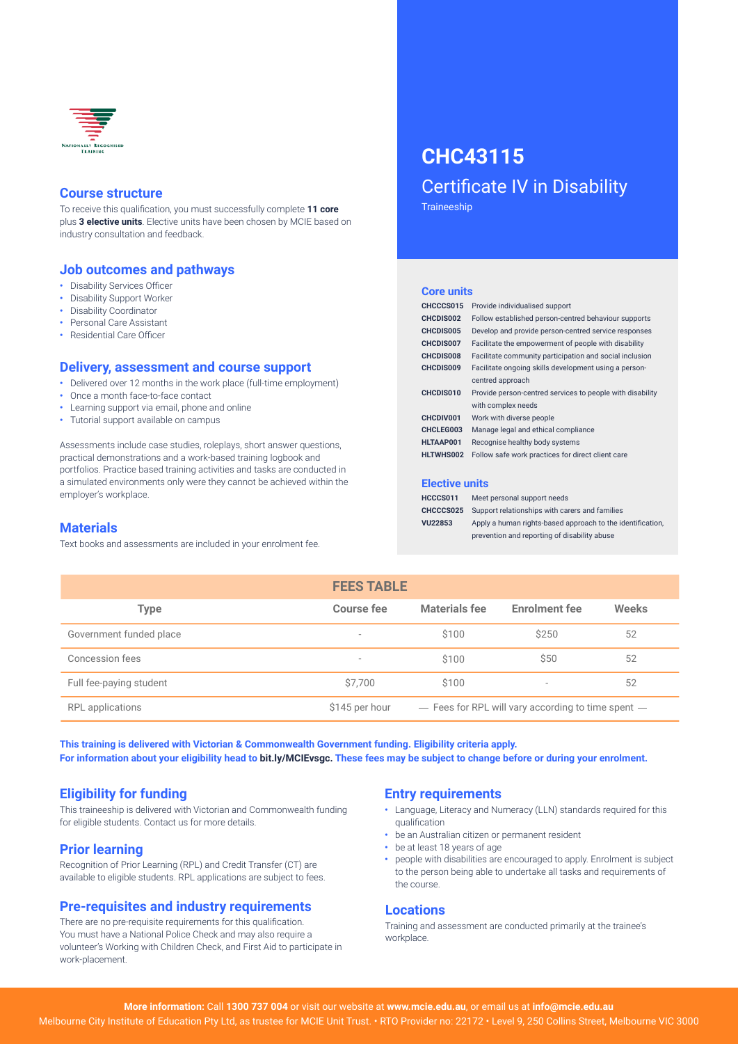# CHC43115

## Certificate IV in Disability

Traineeship

### Course structure

To receive this qualification, you must successfully complete **11 core** plus **3 elective units**. Elective units have been chosen by MCIE based on industry consultation and feedback.

### Job outcomes and pathways

- Disability Services Officer
- Disability Support Worker
- Disability Coordinator
- Personal Care Assistant
- Residential Care Officer

### Delivery, assessment and course support

- Delivered over 12 months in the work place (full-time employment)
- Once a month face-to-face contact
- Learning support via email, phone and online
- Tutorial support available on campus

Assessments include case studies, roleplays, short answer questions, practical demonstrations and a work-based training logbook and portfolios. Practice based training activities and tasks are conducted in a simulated environments only were they cannot be achieved within the employer's workplace.

### Materials

Text books and assessments are included in your enrolment fee.

### Core units

| | |
|---|---|
| **CHCCCS015** | Provide individualised support |
| **CHCDIS002** | Follow established person-centred behaviour supports |
| **CHCDIS005** | Develop and provide person-centred service responses |
| **CHCDIS007** | Facilitate the empowerment of people with disability |
| **CHCDIS008** | Facilitate community participation and social inclusion |
| **CHCDIS009** | Facilitate ongoing skills development using a person-centred approach |
| **CHCDIS010** | Provide person-centred services to people with disability with complex needs |
| **CHCDIV001** | Work with diverse people |
| **CHCLEG003** | Manage legal and ethical compliance |
| **HLTAAP001** | Recognise healthy body systems |
| **HLTWHS002** | Follow safe work practices for direct client care |

### Elective units

| | |
|---|---|
| **HCCCS011** | Meet personal support needs |
| **CHCCCS025** | Support relationships with carers and families |
| **VU22853** | Apply a human rights-based approach to the identification, prevention and reporting of disability abuse |

### FEES TABLE

| Type | Course fee | Materials fee | Enrolment fee | Weeks |
|---|---|---|---|---|
| Government funded place | - | $100 | $250 | 52 |
| Concession fees | - | $100 | $50 | 52 |
| Full fee-paying student | $7,700 | $100 | - | 52 |
| RPL applications | $145 per hour | — Fees for RPL will vary according to time spent — | | |

**This training is delivered with Victorian & Commonwealth Government funding. Eligibility criteria apply.**
**For information about your eligibility head to bit.ly/MCIEvsgc. These fees may be subject to change before or during your enrolment.**

### Eligibility for funding

This traineeship is delivered with Victorian and Commonwealth funding for eligible students. Contact us for more details.

### Prior learning

Recognition of Prior Learning (RPL) and Credit Transfer (CT) are available to eligible students. RPL applications are subject to fees.

### Pre-requisites and industry requirements

There are no pre-requisite requirements for this qualification. You must have a National Police Check and may also require a volunteer's Working with Children Check, and First Aid to participate in work-placement.

### Entry requirements

- Language, Literacy and Numeracy (LLN) standards required for this qualification
- be an Australian citizen or permanent resident
- be at least 18 years of age
- people with disabilities are encouraged to apply. Enrolment is subject to the person being able to undertake all tasks and requirements of the course.

### Locations

Training and assessment are conducted primarily at the trainee's workplace.

**More information:** Call **1300 737 004** or visit our website at **www.mcie.edu.au**, or email us at **info@mcie.edu.au**

Melbourne City Institute of Education Pty Ltd, as trustee for MCIE Unit Trust. • RTO Provider no: 22172 • Level 9, 250 Collins Street, Melbourne VIC 3000